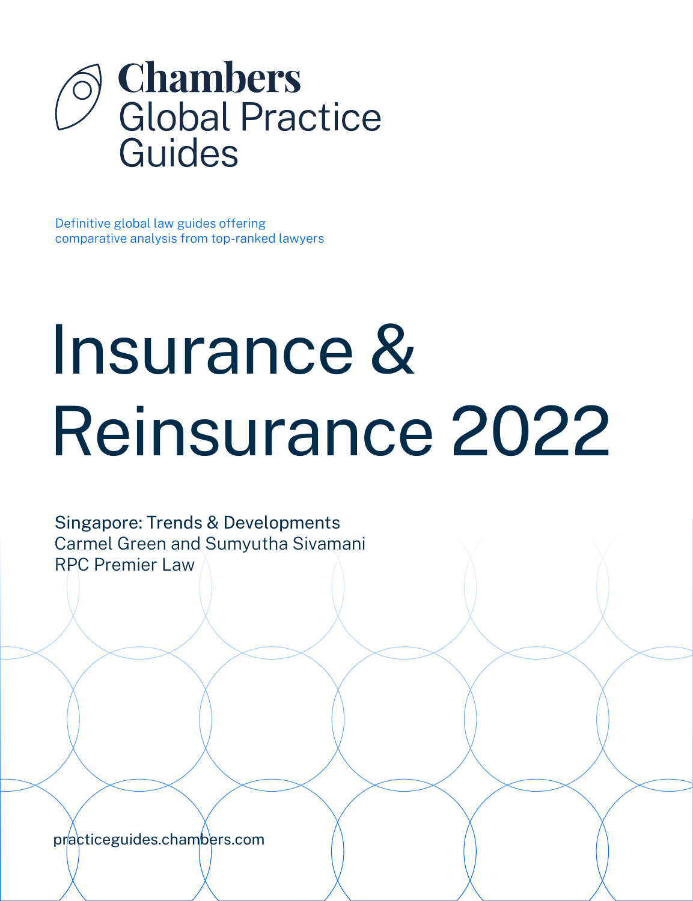# Chambers Global Practice Guides

Definitive global law guides offering comparative analysis from top-ranked lawyers

# Insurance & Reinsurance 2022

Singapore: Trends & Developments
Carmel Green and Sumyutha Sivamani
RPC Premier Law

practiceguides.chambers.com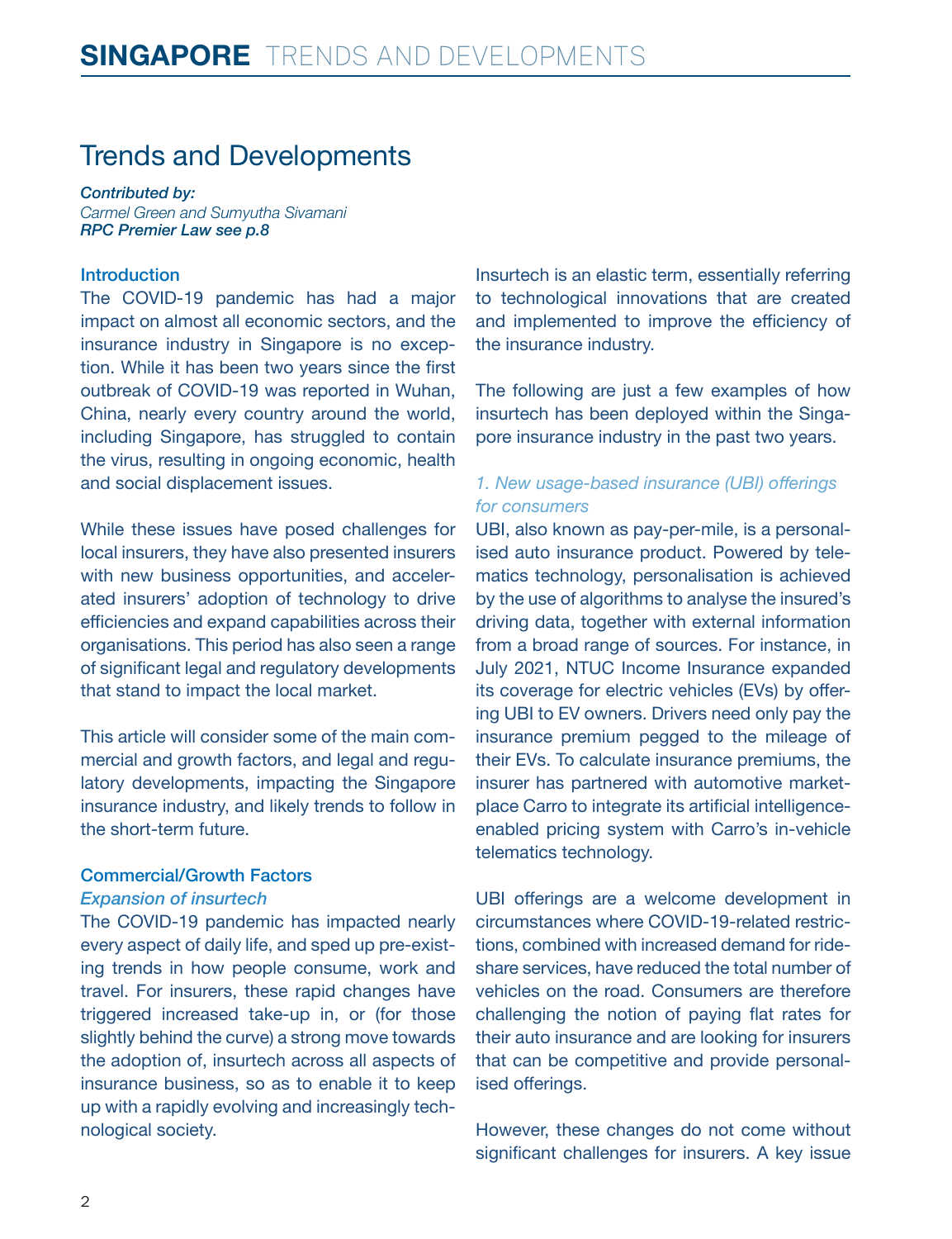# Trends and Developments

*Contributed by:*
*Carmel Green and Sumyutha Sivamani*
***RPC Premier Law see p.8***

## Introduction

The COVID-19 pandemic has had a major impact on almost all economic sectors, and the insurance industry in Singapore is no exception. While it has been two years since the first outbreak of COVID-19 was reported in Wuhan, China, nearly every country around the world, including Singapore, has struggled to contain the virus, resulting in ongoing economic, health and social displacement issues.

While these issues have posed challenges for local insurers, they have also presented insurers with new business opportunities, and accelerated insurers' adoption of technology to drive efficiencies and expand capabilities across their organisations. This period has also seen a range of significant legal and regulatory developments that stand to impact the local market.

This article will consider some of the main commercial and growth factors, and legal and regulatory developments, impacting the Singapore insurance industry, and likely trends to follow in the short-term future.

## Commercial/Growth Factors

### *Expansion of insurtech*

The COVID-19 pandemic has impacted nearly every aspect of daily life, and sped up pre-existing trends in how people consume, work and travel. For insurers, these rapid changes have triggered increased take-up in, or (for those slightly behind the curve) a strong move towards the adoption of, insurtech across all aspects of insurance business, so as to enable it to keep up with a rapidly evolving and increasingly technological society.

Insurtech is an elastic term, essentially referring to technological innovations that are created and implemented to improve the efficiency of the insurance industry.

The following are just a few examples of how insurtech has been deployed within the Singapore insurance industry in the past two years.

#### *1. New usage-based insurance (UBI) offerings for consumers*

UBI, also known as pay-per-mile, is a personalised auto insurance product. Powered by telematics technology, personalisation is achieved by the use of algorithms to analyse the insured's driving data, together with external information from a broad range of sources. For instance, in July 2021, NTUC Income Insurance expanded its coverage for electric vehicles (EVs) by offering UBI to EV owners. Drivers need only pay the insurance premium pegged to the mileage of their EVs. To calculate insurance premiums, the insurer has partnered with automotive marketplace Carro to integrate its artificial intelligence-enabled pricing system with Carro's in-vehicle telematics technology.

UBI offerings are a welcome development in circumstances where COVID-19-related restrictions, combined with increased demand for ride-share services, have reduced the total number of vehicles on the road. Consumers are therefore challenging the notion of paying flat rates for their auto insurance and are looking for insurers that can be competitive and provide personalised offerings.

However, these changes do not come without significant challenges for insurers. A key issue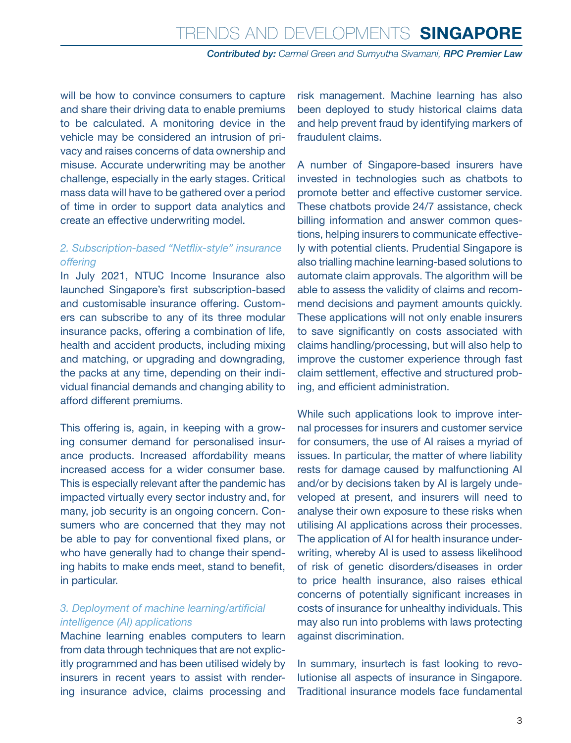will be how to convince consumers to capture and share their driving data to enable premiums to be calculated. A monitoring device in the vehicle may be considered an intrusion of privacy and raises concerns of data ownership and misuse. Accurate underwriting may be another challenge, especially in the early stages. Critical mass data will have to be gathered over a period of time in order to support data analytics and create an effective underwriting model.

### *2. Subscription-based "Netflix-style" insurance offering*

In July 2021, NTUC Income Insurance also launched Singapore's first subscription-based and customisable insurance offering. Customers can subscribe to any of its three modular insurance packs, offering a combination of life, health and accident products, including mixing and matching, or upgrading and downgrading, the packs at any time, depending on their individual financial demands and changing ability to afford different premiums.

This offering is, again, in keeping with a growing consumer demand for personalised insurance products. Increased affordability means increased access for a wider consumer base. This is especially relevant after the pandemic has impacted virtually every sector industry and, for many, job security is an ongoing concern. Consumers who are concerned that they may not be able to pay for conventional fixed plans, or who have generally had to change their spending habits to make ends meet, stand to benefit, in particular.

### *3. Deployment of machine learning/artificial intelligence (AI) applications*

Machine learning enables computers to learn from data through techniques that are not explicitly programmed and has been utilised widely by insurers in recent years to assist with rendering insurance advice, claims processing and risk management. Machine learning has also been deployed to study historical claims data and help prevent fraud by identifying markers of fraudulent claims.

A number of Singapore-based insurers have invested in technologies such as chatbots to promote better and effective customer service. These chatbots provide 24/7 assistance, check billing information and answer common questions, helping insurers to communicate effectively with potential clients. Prudential Singapore is also trialling machine learning-based solutions to automate claim approvals. The algorithm will be able to assess the validity of claims and recommend decisions and payment amounts quickly. These applications will not only enable insurers to save significantly on costs associated with claims handling/processing, but will also help to improve the customer experience through fast claim settlement, effective and structured probing, and efficient administration.

While such applications look to improve internal processes for insurers and customer service for consumers, the use of AI raises a myriad of issues. In particular, the matter of where liability rests for damage caused by malfunctioning AI and/or by decisions taken by AI is largely undeveloped at present, and insurers will need to analyse their own exposure to these risks when utilising AI applications across their processes. The application of AI for health insurance underwriting, whereby AI is used to assess likelihood of risk of genetic disorders/diseases in order to price health insurance, also raises ethical concerns of potentially significant increases in costs of insurance for unhealthy individuals. This may also run into problems with laws protecting against discrimination.

In summary, insurtech is fast looking to revolutionise all aspects of insurance in Singapore. Traditional insurance models face fundamental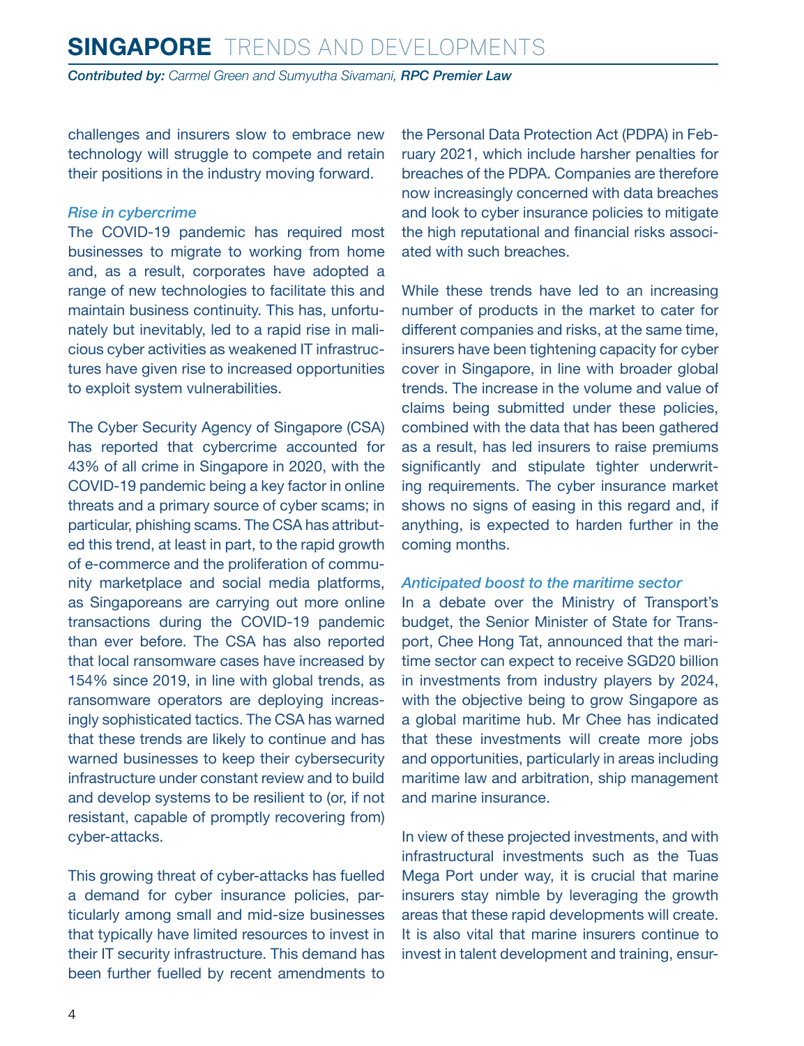challenges and insurers slow to embrace new technology will struggle to compete and retain their positions in the industry moving forward.

### *Rise in cybercrime*

The COVID-19 pandemic has required most businesses to migrate to working from home and, as a result, corporates have adopted a range of new technologies to facilitate this and maintain business continuity. This has, unfortunately but inevitably, led to a rapid rise in malicious cyber activities as weakened IT infrastructures have given rise to increased opportunities to exploit system vulnerabilities.

The Cyber Security Agency of Singapore (CSA) has reported that cybercrime accounted for 43% of all crime in Singapore in 2020, with the COVID-19 pandemic being a key factor in online threats and a primary source of cyber scams; in particular, phishing scams. The CSA has attributed this trend, at least in part, to the rapid growth of e-commerce and the proliferation of community marketplace and social media platforms, as Singaporeans are carrying out more online transactions during the COVID-19 pandemic than ever before. The CSA has also reported that local ransomware cases have increased by 154% since 2019, in line with global trends, as ransomware operators are deploying increasingly sophisticated tactics. The CSA has warned that these trends are likely to continue and has warned businesses to keep their cybersecurity infrastructure under constant review and to build and develop systems to be resilient to (or, if not resistant, capable of promptly recovering from) cyber-attacks.

This growing threat of cyber-attacks has fuelled a demand for cyber insurance policies, particularly among small and mid-size businesses that typically have limited resources to invest in their IT security infrastructure. This demand has been further fuelled by recent amendments to the Personal Data Protection Act (PDPA) in February 2021, which include harsher penalties for breaches of the PDPA. Companies are therefore now increasingly concerned with data breaches and look to cyber insurance policies to mitigate the high reputational and financial risks associated with such breaches.

While these trends have led to an increasing number of products in the market to cater for different companies and risks, at the same time, insurers have been tightening capacity for cyber cover in Singapore, in line with broader global trends. The increase in the volume and value of claims being submitted under these policies, combined with the data that has been gathered as a result, has led insurers to raise premiums significantly and stipulate tighter underwriting requirements. The cyber insurance market shows no signs of easing in this regard and, if anything, is expected to harden further in the coming months.

### *Anticipated boost to the maritime sector*

In a debate over the Ministry of Transport's budget, the Senior Minister of State for Transport, Chee Hong Tat, announced that the maritime sector can expect to receive SGD20 billion in investments from industry players by 2024, with the objective being to grow Singapore as a global maritime hub. Mr Chee has indicated that these investments will create more jobs and opportunities, particularly in areas including maritime law and arbitration, ship management and marine insurance.

In view of these projected investments, and with infrastructural investments such as the Tuas Mega Port under way, it is crucial that marine insurers stay nimble by leveraging the growth areas that these rapid developments will create. It is also vital that marine insurers continue to invest in talent development and training, ensur-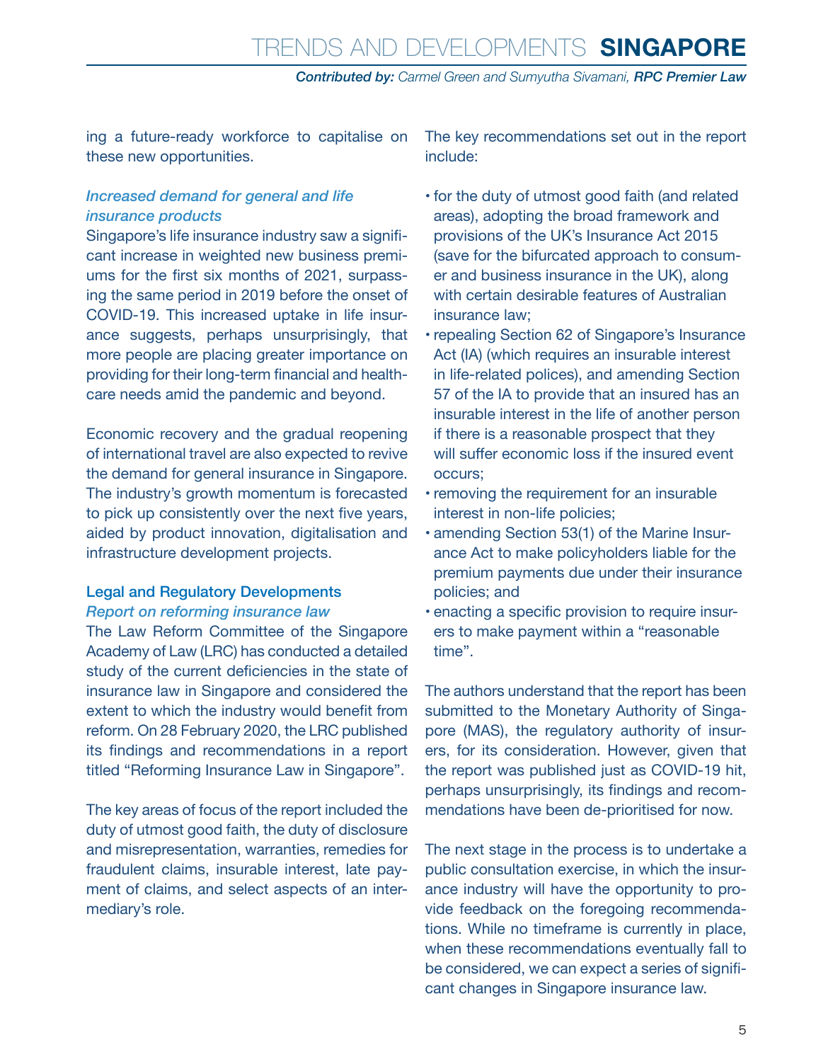ing a future-ready workforce to capitalise on these new opportunities.

### *Increased demand for general and life insurance products*

Singapore's life insurance industry saw a significant increase in weighted new business premiums for the first six months of 2021, surpassing the same period in 2019 before the onset of COVID-19. This increased uptake in life insurance suggests, perhaps unsurprisingly, that more people are placing greater importance on providing for their long-term financial and healthcare needs amid the pandemic and beyond.

Economic recovery and the gradual reopening of international travel are also expected to revive the demand for general insurance in Singapore. The industry's growth momentum is forecasted to pick up consistently over the next five years, aided by product innovation, digitalisation and infrastructure development projects.

## Legal and Regulatory Developments

### *Report on reforming insurance law*

The Law Reform Committee of the Singapore Academy of Law (LRC) has conducted a detailed study of the current deficiencies in the state of insurance law in Singapore and considered the extent to which the industry would benefit from reform. On 28 February 2020, the LRC published its findings and recommendations in a report titled "Reforming Insurance Law in Singapore".

The key areas of focus of the report included the duty of utmost good faith, the duty of disclosure and misrepresentation, warranties, remedies for fraudulent claims, insurable interest, late payment of claims, and select aspects of an intermediary's role.

The key recommendations set out in the report include:

- for the duty of utmost good faith (and related areas), adopting the broad framework and provisions of the UK's Insurance Act 2015 (save for the bifurcated approach to consumer and business insurance in the UK), along with certain desirable features of Australian insurance law;
- repealing Section 62 of Singapore's Insurance Act (IA) (which requires an insurable interest in life-related polices), and amending Section 57 of the IA to provide that an insured has an insurable interest in the life of another person if there is a reasonable prospect that they will suffer economic loss if the insured event occurs;
- removing the requirement for an insurable interest in non-life policies;
- amending Section 53(1) of the Marine Insurance Act to make policyholders liable for the premium payments due under their insurance policies; and
- enacting a specific provision to require insurers to make payment within a "reasonable time".

The authors understand that the report has been submitted to the Monetary Authority of Singapore (MAS), the regulatory authority of insurers, for its consideration. However, given that the report was published just as COVID-19 hit, perhaps unsurprisingly, its findings and recommendations have been de-prioritised for now.

The next stage in the process is to undertake a public consultation exercise, in which the insurance industry will have the opportunity to provide feedback on the foregoing recommendations. While no timeframe is currently in place, when these recommendations eventually fall to be considered, we can expect a series of significant changes in Singapore insurance law.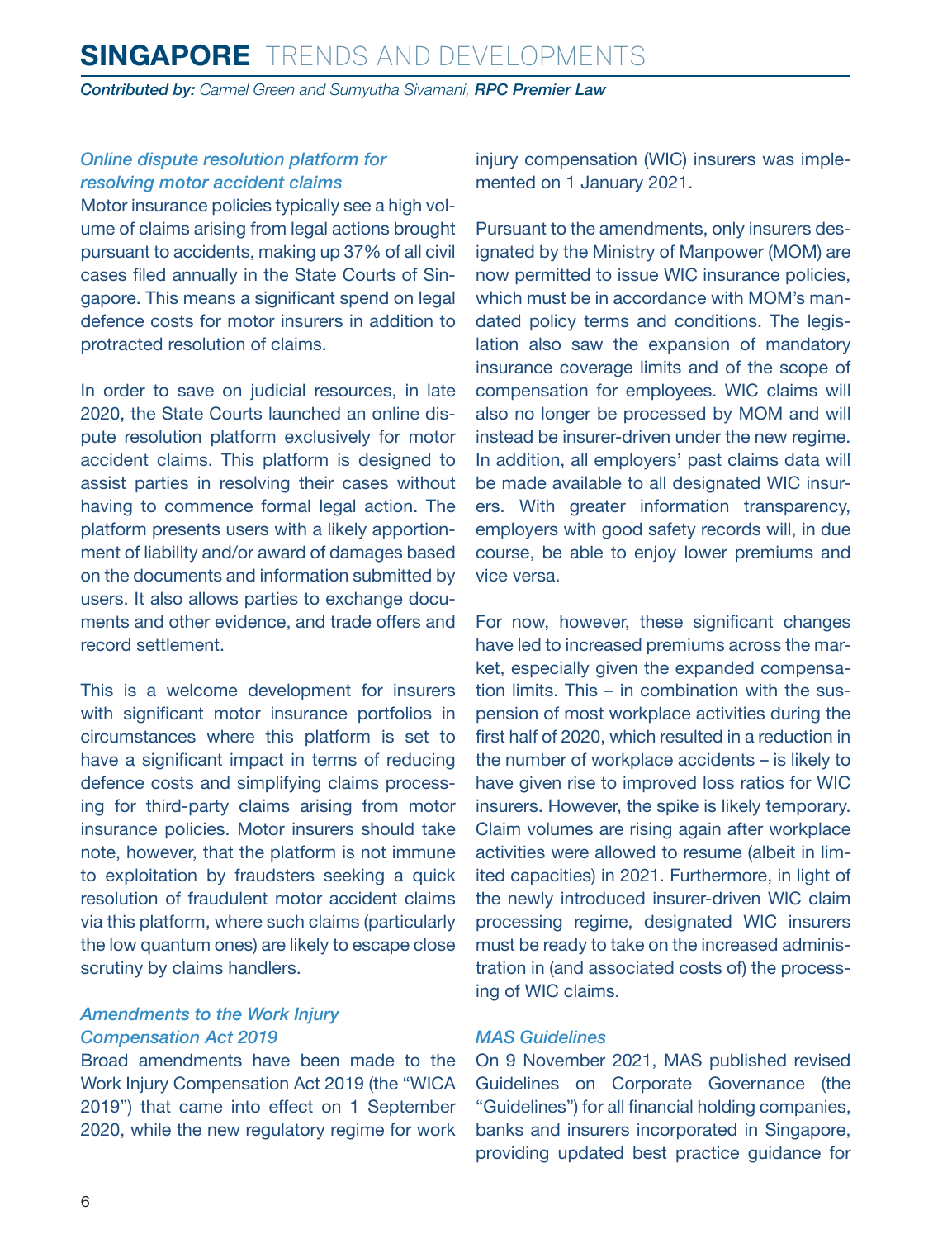### *Online dispute resolution platform for resolving motor accident claims*

Motor insurance policies typically see a high volume of claims arising from legal actions brought pursuant to accidents, making up 37% of all civil cases filed annually in the State Courts of Singapore. This means a significant spend on legal defence costs for motor insurers in addition to protracted resolution of claims.

In order to save on judicial resources, in late 2020, the State Courts launched an online dispute resolution platform exclusively for motor accident claims. This platform is designed to assist parties in resolving their cases without having to commence formal legal action. The platform presents users with a likely apportionment of liability and/or award of damages based on the documents and information submitted by users. It also allows parties to exchange documents and other evidence, and trade offers and record settlement.

This is a welcome development for insurers with significant motor insurance portfolios in circumstances where this platform is set to have a significant impact in terms of reducing defence costs and simplifying claims processing for third-party claims arising from motor insurance policies. Motor insurers should take note, however, that the platform is not immune to exploitation by fraudsters seeking a quick resolution of fraudulent motor accident claims via this platform, where such claims (particularly the low quantum ones) are likely to escape close scrutiny by claims handlers.

### *Amendments to the Work Injury Compensation Act 2019*

Broad amendments have been made to the Work Injury Compensation Act 2019 (the "WICA 2019") that came into effect on 1 September 2020, while the new regulatory regime for work injury compensation (WIC) insurers was implemented on 1 January 2021.

Pursuant to the amendments, only insurers designated by the Ministry of Manpower (MOM) are now permitted to issue WIC insurance policies, which must be in accordance with MOM's mandated policy terms and conditions. The legislation also saw the expansion of mandatory insurance coverage limits and of the scope of compensation for employees. WIC claims will also no longer be processed by MOM and will instead be insurer-driven under the new regime. In addition, all employers' past claims data will be made available to all designated WIC insurers. With greater information transparency, employers with good safety records will, in due course, be able to enjoy lower premiums and vice versa.

For now, however, these significant changes have led to increased premiums across the market, especially given the expanded compensation limits. This – in combination with the suspension of most workplace activities during the first half of 2020, which resulted in a reduction in the number of workplace accidents – is likely to have given rise to improved loss ratios for WIC insurers. However, the spike is likely temporary. Claim volumes are rising again after workplace activities were allowed to resume (albeit in limited capacities) in 2021. Furthermore, in light of the newly introduced insurer-driven WIC claim processing regime, designated WIC insurers must be ready to take on the increased administration in (and associated costs of) the processing of WIC claims.

### *MAS Guidelines*

On 9 November 2021, MAS published revised Guidelines on Corporate Governance (the "Guidelines") for all financial holding companies, banks and insurers incorporated in Singapore, providing updated best practice guidance for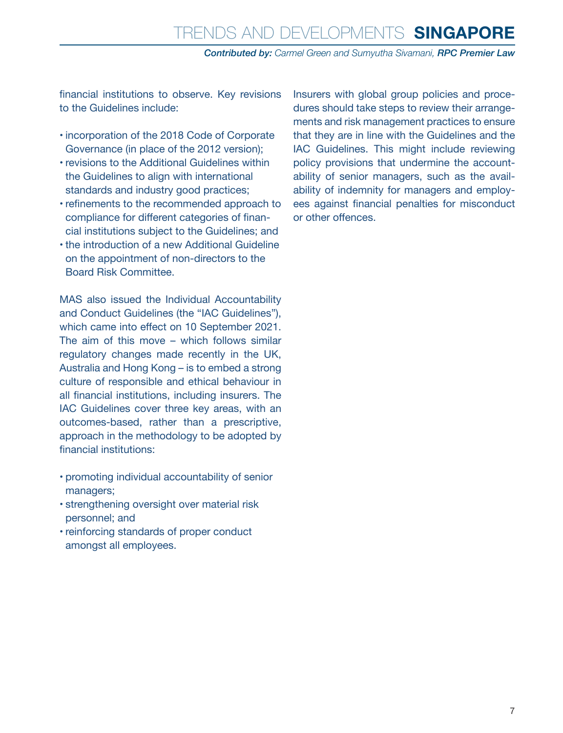financial institutions to observe. Key revisions to the Guidelines include:

- incorporation of the 2018 Code of Corporate Governance (in place of the 2012 version);
- revisions to the Additional Guidelines within the Guidelines to align with international standards and industry good practices;
- refinements to the recommended approach to compliance for different categories of financial institutions subject to the Guidelines; and
- the introduction of a new Additional Guideline on the appointment of non-directors to the Board Risk Committee.

MAS also issued the Individual Accountability and Conduct Guidelines (the "IAC Guidelines"), which came into effect on 10 September 2021. The aim of this move – which follows similar regulatory changes made recently in the UK, Australia and Hong Kong – is to embed a strong culture of responsible and ethical behaviour in all financial institutions, including insurers. The IAC Guidelines cover three key areas, with an outcomes-based, rather than a prescriptive, approach in the methodology to be adopted by financial institutions:

- promoting individual accountability of senior managers;
- strengthening oversight over material risk personnel; and
- reinforcing standards of proper conduct amongst all employees.

Insurers with global group policies and procedures should take steps to review their arrangements and risk management practices to ensure that they are in line with the Guidelines and the IAC Guidelines. This might include reviewing policy provisions that undermine the accountability of senior managers, such as the availability of indemnity for managers and employees against financial penalties for misconduct or other offences.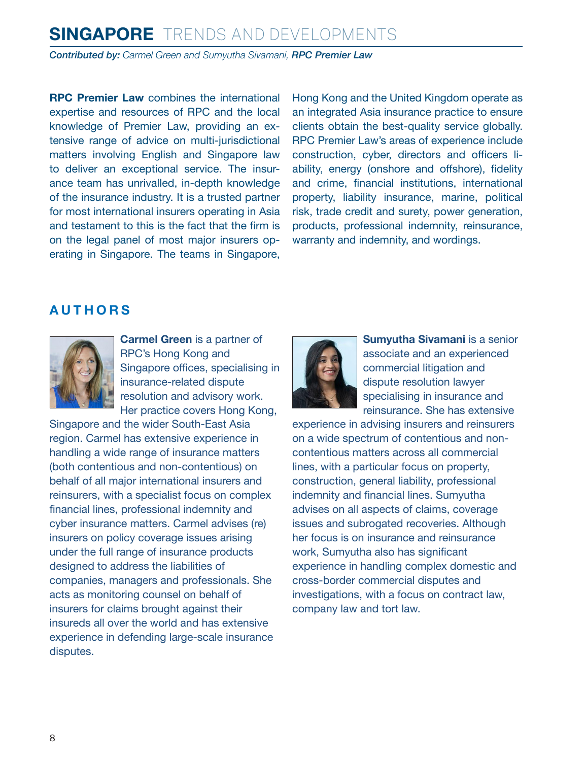**RPC Premier Law** combines the international expertise and resources of RPC and the local knowledge of Premier Law, providing an extensive range of advice on multi-jurisdictional matters involving English and Singapore law to deliver an exceptional service. The insurance team has unrivalled, in-depth knowledge of the insurance industry. It is a trusted partner for most international insurers operating in Asia and testament to this is the fact that the firm is on the legal panel of most major insurers operating in Singapore. The teams in Singapore, Hong Kong and the United Kingdom operate as an integrated Asia insurance practice to ensure clients obtain the best-quality service globally. RPC Premier Law's areas of experience include construction, cyber, directors and officers liability, energy (onshore and offshore), fidelity and crime, financial institutions, international property, liability insurance, marine, political risk, trade credit and surety, power generation, products, professional indemnity, reinsurance, warranty and indemnity, and wordings.

## AUTHORS

**Carmel Green** is a partner of RPC's Hong Kong and Singapore offices, specialising in insurance-related dispute resolution and advisory work. Her practice covers Hong Kong, Singapore and the wider South-East Asia region. Carmel has extensive experience in handling a wide range of insurance matters (both contentious and non-contentious) on behalf of all major international insurers and reinsurers, with a specialist focus on complex financial lines, professional indemnity and cyber insurance matters. Carmel advises (re) insurers on policy coverage issues arising under the full range of insurance products designed to address the liabilities of companies, managers and professionals. She acts as monitoring counsel on behalf of insurers for claims brought against their insureds all over the world and has extensive experience in defending large-scale insurance disputes.

**Sumyutha Sivamani** is a senior associate and an experienced commercial litigation and dispute resolution lawyer specialising in insurance and reinsurance. She has extensive experience in advising insurers and reinsurers on a wide spectrum of contentious and non-contentious matters across all commercial lines, with a particular focus on property, construction, general liability, professional indemnity and financial lines. Sumyutha advises on all aspects of claims, coverage issues and subrogated recoveries. Although her focus is on insurance and reinsurance work, Sumyutha also has significant experience in handling complex domestic and cross-border commercial disputes and investigations, with a focus on contract law, company law and tort law.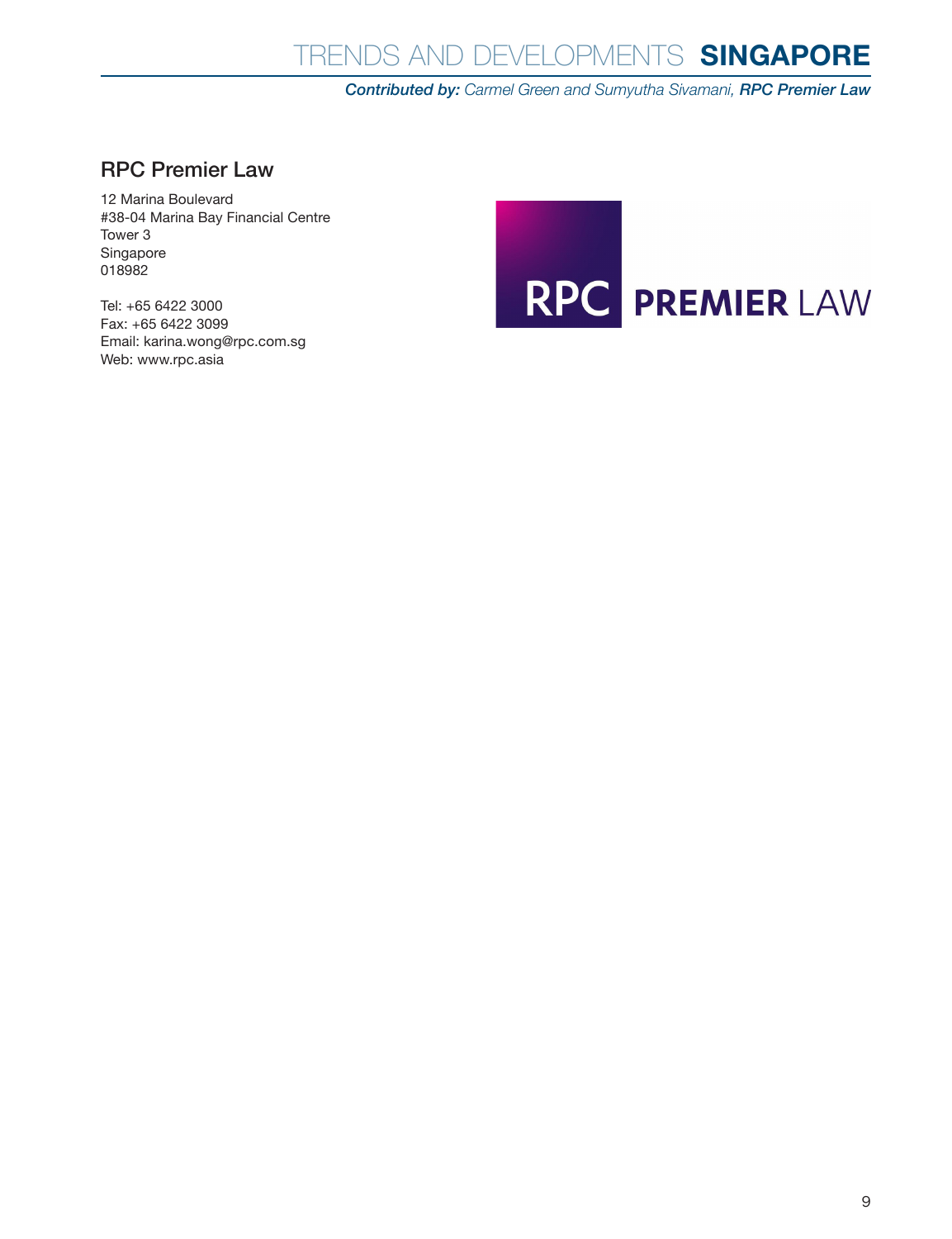## RPC Premier Law

12 Marina Boulevard
#38-04 Marina Bay Financial Centre
Tower 3
Singapore
018982

Tel: +65 6422 3000
Fax: +65 6422 3099
Email: karina.wong@rpc.com.sg
Web: www.rpc.asia

RPC PREMIER LAW